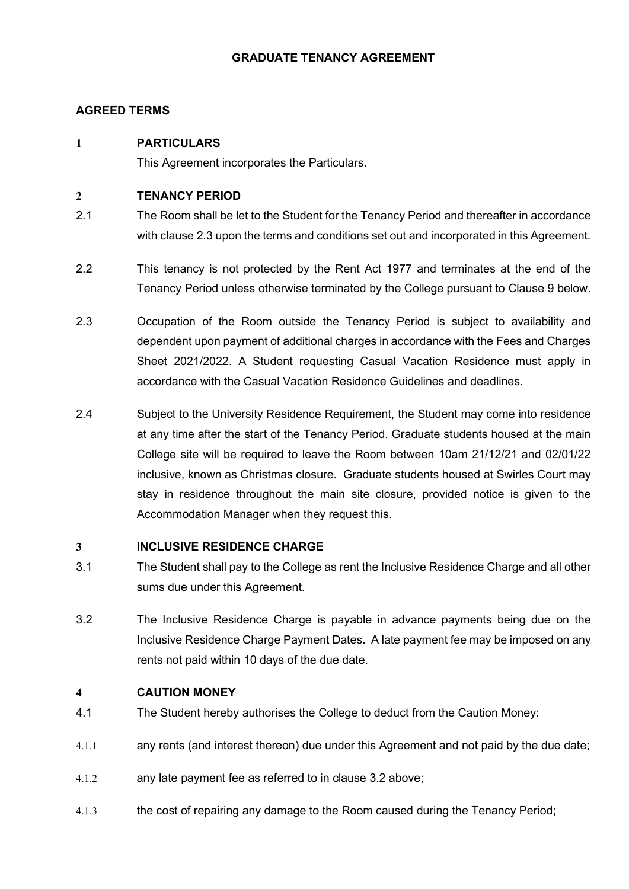# GRADUATE TENANCY AGREEMENT

## AGREED TERMS

## 1 PARTICULARS

This Agreement incorporates the Particulars.

## 2 TENANCY PERIOD

2.1 The Room shall be let to the Student for the Tenancy Period and thereafter in accordance with clause 2.3 upon the terms and conditions set out and incorporated in this Agreement.

2.2 This tenancy is not protected by the Rent Act 1977 and terminates at the end of the Tenancy Period unless otherwise terminated by the College pursuant to Clause 9 below.

2.3 Occupation of the Room outside the Tenancy Period is subject to availability and dependent upon payment of additional charges in accordance with the Fees and Charges Sheet 2021/2022. A Student requesting Casual Vacation Residence must apply in accordance with the Casual Vacation Residence Guidelines and deadlines.

2.4 Subject to the University Residence Requirement, the Student may come into residence at any time after the start of the Tenancy Period. Graduate students housed at the main College site will be required to leave the Room between 10am 21/12/21 and 02/01/22 inclusive, known as Christmas closure. Graduate students housed at Swirles Court may stay in residence throughout the main site closure, provided notice is given to the Accommodation Manager when they request this.

## 3 INCLUSIVE RESIDENCE CHARGE

3.1 The Student shall pay to the College as rent the Inclusive Residence Charge and all other sums due under this Agreement.

3.2 The Inclusive Residence Charge is payable in advance payments being due on the Inclusive Residence Charge Payment Dates. A late payment fee may be imposed on any rents not paid within 10 days of the due date.

## 4 CAUTION MONEY

4.1 The Student hereby authorises the College to deduct from the Caution Money:

4.1.1 any rents (and interest thereon) due under this Agreement and not paid by the due date;

4.1.2 any late payment fee as referred to in clause 3.2 above;

4.1.3 the cost of repairing any damage to the Room caused during the Tenancy Period;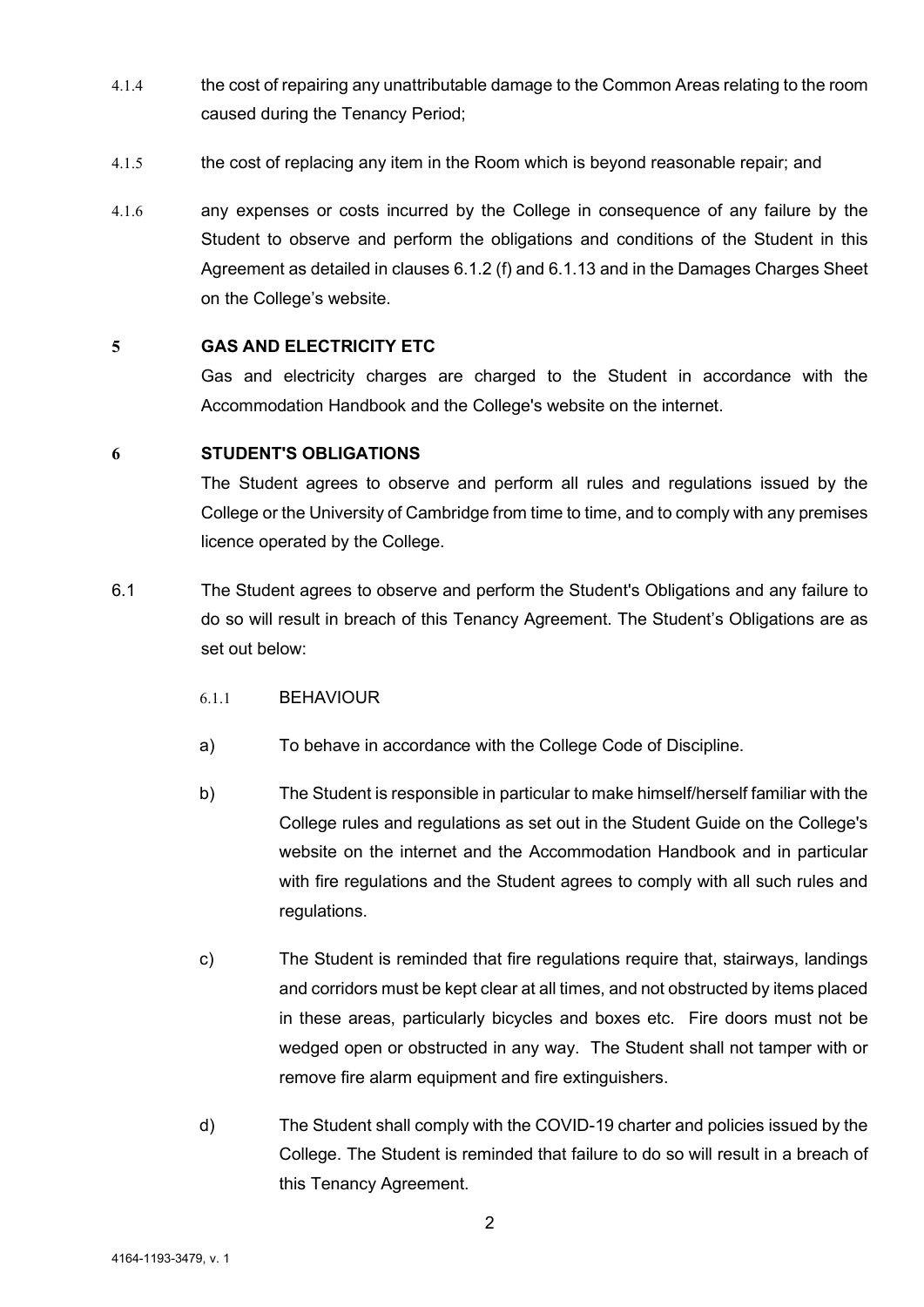4.1.4 the cost of repairing any unattributable damage to the Common Areas relating to the room caused during the Tenancy Period;

4.1.5 the cost of replacing any item in the Room which is beyond reasonable repair; and

4.1.6 any expenses or costs incurred by the College in consequence of any failure by the Student to observe and perform the obligations and conditions of the Student in this Agreement as detailed in clauses 6.1.2 (f) and 6.1.13 and in the Damages Charges Sheet on the College's website.

## 5 GAS AND ELECTRICITY ETC

Gas and electricity charges are charged to the Student in accordance with the Accommodation Handbook and the College's website on the internet.

## 6 STUDENT'S OBLIGATIONS

The Student agrees to observe and perform all rules and regulations issued by the College or the University of Cambridge from time to time, and to comply with any premises licence operated by the College.

6.1 The Student agrees to observe and perform the Student's Obligations and any failure to do so will result in breach of this Tenancy Agreement. The Student's Obligations are as set out below:

6.1.1 BEHAVIOUR

a) To behave in accordance with the College Code of Discipline.

b) The Student is responsible in particular to make himself/herself familiar with the College rules and regulations as set out in the Student Guide on the College's website on the internet and the Accommodation Handbook and in particular with fire regulations and the Student agrees to comply with all such rules and regulations.

c) The Student is reminded that fire regulations require that, stairways, landings and corridors must be kept clear at all times, and not obstructed by items placed in these areas, particularly bicycles and boxes etc. Fire doors must not be wedged open or obstructed in any way. The Student shall not tamper with or remove fire alarm equipment and fire extinguishers.

d) The Student shall comply with the COVID-19 charter and policies issued by the College. The Student is reminded that failure to do so will result in a breach of this Tenancy Agreement.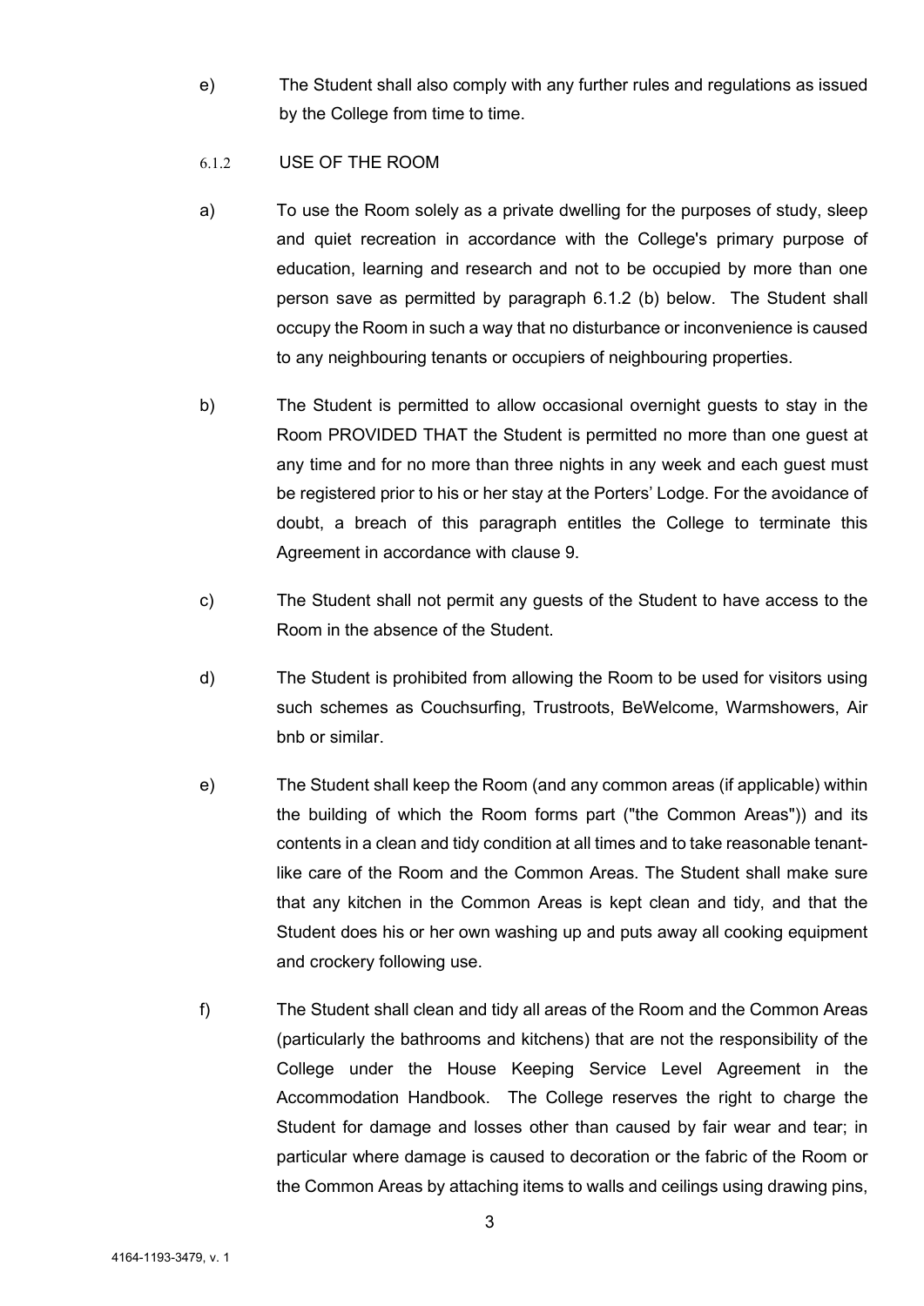e) The Student shall also comply with any further rules and regulations as issued by the College from time to time.

6.1.2 USE OF THE ROOM

a) To use the Room solely as a private dwelling for the purposes of study, sleep and quiet recreation in accordance with the College's primary purpose of education, learning and research and not to be occupied by more than one person save as permitted by paragraph 6.1.2 (b) below. The Student shall occupy the Room in such a way that no disturbance or inconvenience is caused to any neighbouring tenants or occupiers of neighbouring properties.

b) The Student is permitted to allow occasional overnight guests to stay in the Room PROVIDED THAT the Student is permitted no more than one guest at any time and for no more than three nights in any week and each guest must be registered prior to his or her stay at the Porters' Lodge. For the avoidance of doubt, a breach of this paragraph entitles the College to terminate this Agreement in accordance with clause 9.

c) The Student shall not permit any guests of the Student to have access to the Room in the absence of the Student.

d) The Student is prohibited from allowing the Room to be used for visitors using such schemes as Couchsurfing, Trustroots, BeWelcome, Warmshowers, Air bnb or similar.

e) The Student shall keep the Room (and any common areas (if applicable) within the building of which the Room forms part ("the Common Areas")) and its contents in a clean and tidy condition at all times and to take reasonable tenant-like care of the Room and the Common Areas. The Student shall make sure that any kitchen in the Common Areas is kept clean and tidy, and that the Student does his or her own washing up and puts away all cooking equipment and crockery following use.

f) The Student shall clean and tidy all areas of the Room and the Common Areas (particularly the bathrooms and kitchens) that are not the responsibility of the College under the House Keeping Service Level Agreement in the Accommodation Handbook. The College reserves the right to charge the Student for damage and losses other than caused by fair wear and tear; in particular where damage is caused to decoration or the fabric of the Room or the Common Areas by attaching items to walls and ceilings using drawing pins,

4164-1193-3479, v. 1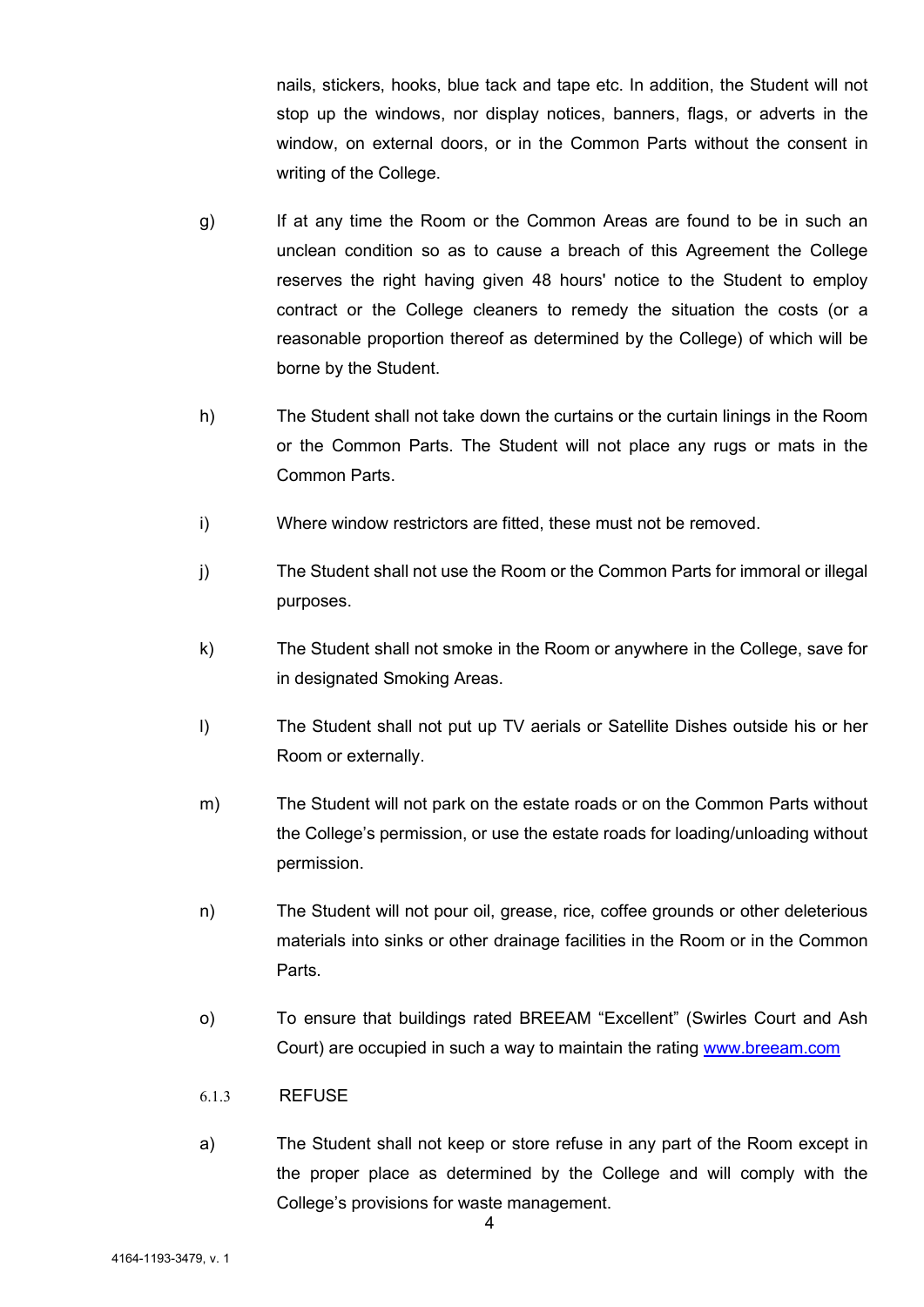nails, stickers, hooks, blue tack and tape etc. In addition, the Student will not stop up the windows, nor display notices, banners, flags, or adverts in the window, on external doors, or in the Common Parts without the consent in writing of the College.

g) If at any time the Room or the Common Areas are found to be in such an unclean condition so as to cause a breach of this Agreement the College reserves the right having given 48 hours' notice to the Student to employ contract or the College cleaners to remedy the situation the costs (or a reasonable proportion thereof as determined by the College) of which will be borne by the Student.

h) The Student shall not take down the curtains or the curtain linings in the Room or the Common Parts. The Student will not place any rugs or mats in the Common Parts.

i) Where window restrictors are fitted, these must not be removed.

j) The Student shall not use the Room or the Common Parts for immoral or illegal purposes.

k) The Student shall not smoke in the Room or anywhere in the College, save for in designated Smoking Areas.

l) The Student shall not put up TV aerials or Satellite Dishes outside his or her Room or externally.

m) The Student will not park on the estate roads or on the Common Parts without the College's permission, or use the estate roads for loading/unloading without permission.

n) The Student will not pour oil, grease, rice, coffee grounds or other deleterious materials into sinks or other drainage facilities in the Room or in the Common Parts.

o) To ensure that buildings rated BREEAM "Excellent" (Swirles Court and Ash Court) are occupied in such a way to maintain the rating [www.breeam.com](http://www.breeam.com)

6.1.3 REFUSE

a) The Student shall not keep or store refuse in any part of the Room except in the proper place as determined by the College and will comply with the College's provisions for waste management.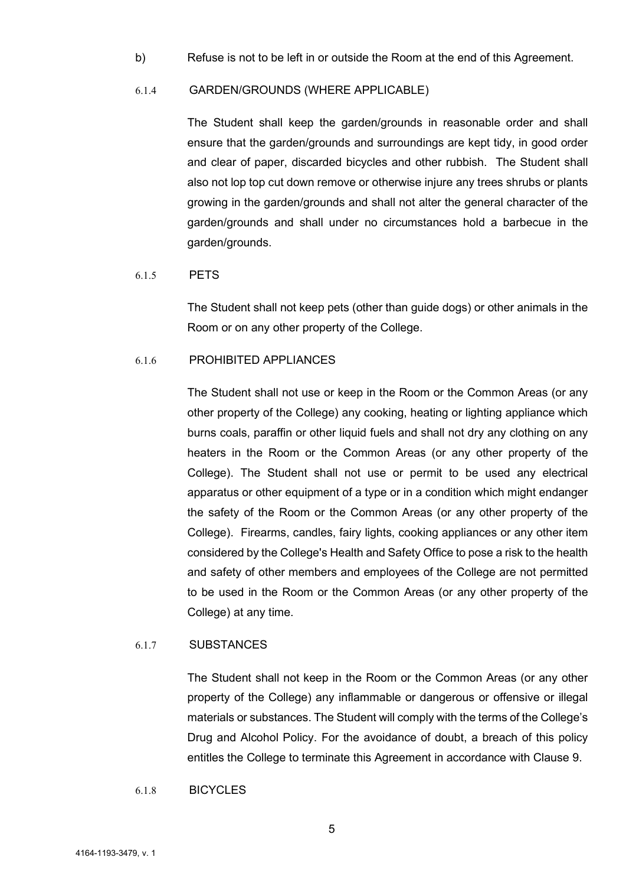b) Refuse is not to be left in or outside the Room at the end of this Agreement.

6.1.4 GARDEN/GROUNDS (WHERE APPLICABLE)

The Student shall keep the garden/grounds in reasonable order and shall ensure that the garden/grounds and surroundings are kept tidy, in good order and clear of paper, discarded bicycles and other rubbish. The Student shall also not lop top cut down remove or otherwise injure any trees shrubs or plants growing in the garden/grounds and shall not alter the general character of the garden/grounds and shall under no circumstances hold a barbecue in the garden/grounds.

6.1.5 PETS

The Student shall not keep pets (other than guide dogs) or other animals in the Room or on any other property of the College.

6.1.6 PROHIBITED APPLIANCES

The Student shall not use or keep in the Room or the Common Areas (or any other property of the College) any cooking, heating or lighting appliance which burns coals, paraffin or other liquid fuels and shall not dry any clothing on any heaters in the Room or the Common Areas (or any other property of the College). The Student shall not use or permit to be used any electrical apparatus or other equipment of a type or in a condition which might endanger the safety of the Room or the Common Areas (or any other property of the College). Firearms, candles, fairy lights, cooking appliances or any other item considered by the College's Health and Safety Office to pose a risk to the health and safety of other members and employees of the College are not permitted to be used in the Room or the Common Areas (or any other property of the College) at any time.

6.1.7 SUBSTANCES

The Student shall not keep in the Room or the Common Areas (or any other property of the College) any inflammable or dangerous or offensive or illegal materials or substances. The Student will comply with the terms of the College's Drug and Alcohol Policy. For the avoidance of doubt, a breach of this policy entitles the College to terminate this Agreement in accordance with Clause 9.

6.1.8 BICYCLES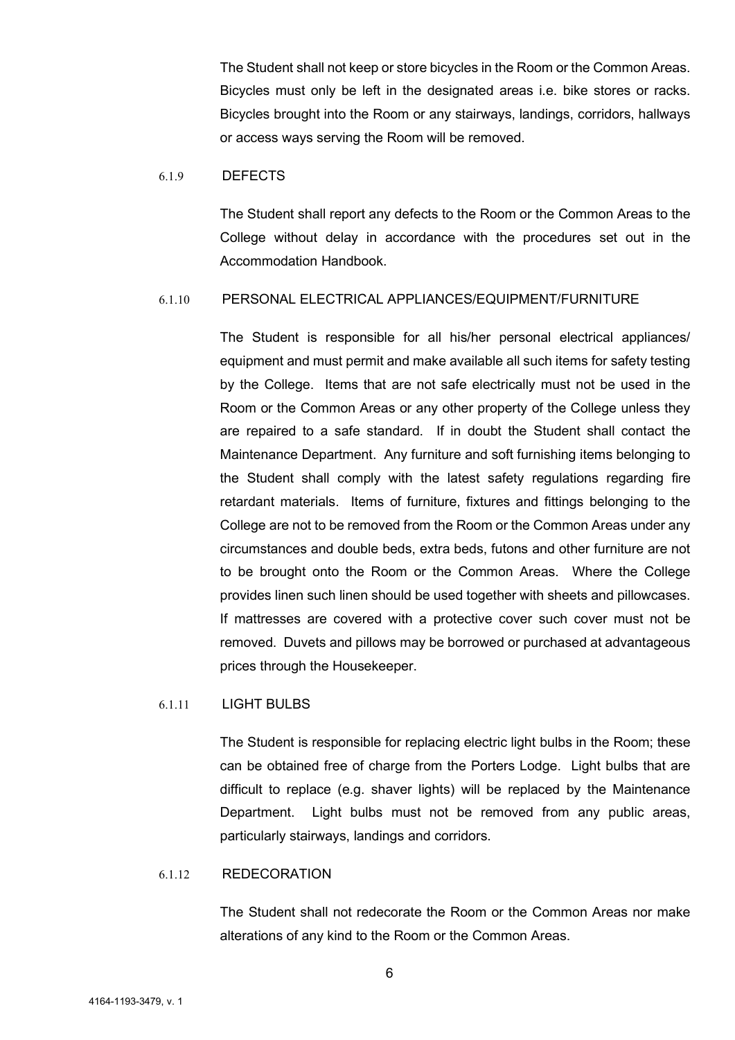The Student shall not keep or store bicycles in the Room or the Common Areas. Bicycles must only be left in the designated areas i.e. bike stores or racks. Bicycles brought into the Room or any stairways, landings, corridors, hallways or access ways serving the Room will be removed.

6.1.9 DEFECTS

The Student shall report any defects to the Room or the Common Areas to the College without delay in accordance with the procedures set out in the Accommodation Handbook.

6.1.10 PERSONAL ELECTRICAL APPLIANCES/EQUIPMENT/FURNITURE

The Student is responsible for all his/her personal electrical appliances/ equipment and must permit and make available all such items for safety testing by the College. Items that are not safe electrically must not be used in the Room or the Common Areas or any other property of the College unless they are repaired to a safe standard. If in doubt the Student shall contact the Maintenance Department. Any furniture and soft furnishing items belonging to the Student shall comply with the latest safety regulations regarding fire retardant materials. Items of furniture, fixtures and fittings belonging to the College are not to be removed from the Room or the Common Areas under any circumstances and double beds, extra beds, futons and other furniture are not to be brought onto the Room or the Common Areas. Where the College provides linen such linen should be used together with sheets and pillowcases. If mattresses are covered with a protective cover such cover must not be removed. Duvets and pillows may be borrowed or purchased at advantageous prices through the Housekeeper.

6.1.11 LIGHT BULBS

The Student is responsible for replacing electric light bulbs in the Room; these can be obtained free of charge from the Porters Lodge. Light bulbs that are difficult to replace (e.g. shaver lights) will be replaced by the Maintenance Department. Light bulbs must not be removed from any public areas, particularly stairways, landings and corridors.

6.1.12 REDECORATION

The Student shall not redecorate the Room or the Common Areas nor make alterations of any kind to the Room or the Common Areas.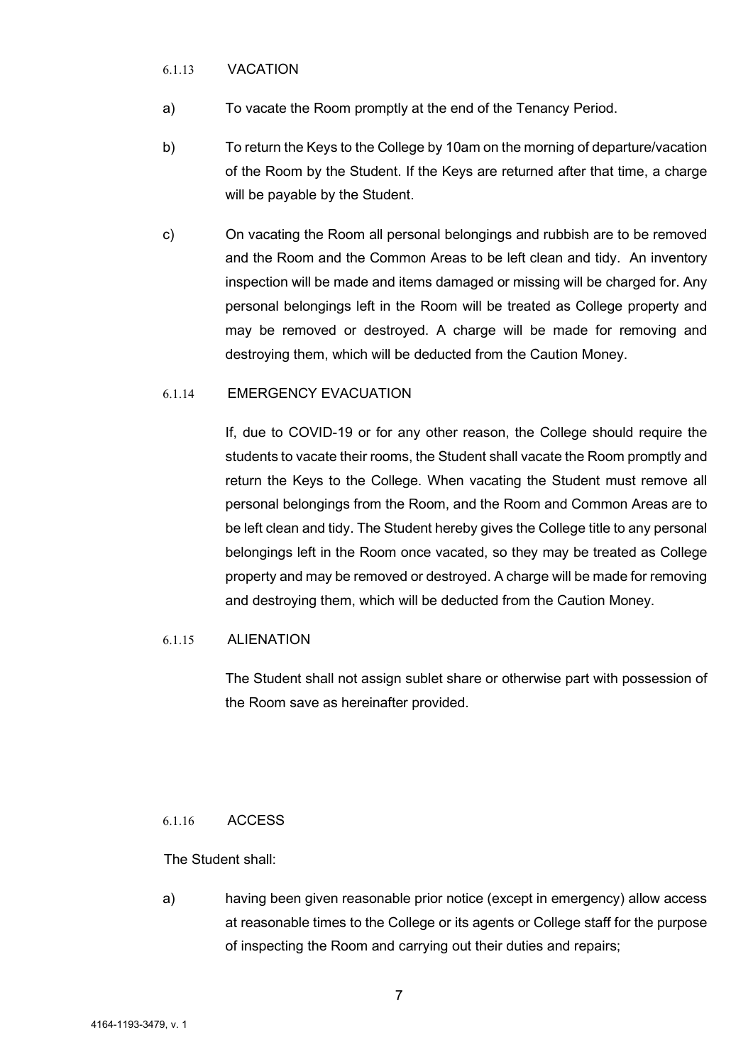### 6.1.13 VACATION

a) To vacate the Room promptly at the end of the Tenancy Period.

b) To return the Keys to the College by 10am on the morning of departure/vacation of the Room by the Student. If the Keys are returned after that time, a charge will be payable by the Student.

c) On vacating the Room all personal belongings and rubbish are to be removed and the Room and the Common Areas to be left clean and tidy. An inventory inspection will be made and items damaged or missing will be charged for. Any personal belongings left in the Room will be treated as College property and may be removed or destroyed. A charge will be made for removing and destroying them, which will be deducted from the Caution Money.

### 6.1.14 EMERGENCY EVACUATION

If, due to COVID-19 or for any other reason, the College should require the students to vacate their rooms, the Student shall vacate the Room promptly and return the Keys to the College. When vacating the Student must remove all personal belongings from the Room, and the Room and Common Areas are to be left clean and tidy. The Student hereby gives the College title to any personal belongings left in the Room once vacated, so they may be treated as College property and may be removed or destroyed. A charge will be made for removing and destroying them, which will be deducted from the Caution Money.

### 6.1.15 ALIENATION

The Student shall not assign sublet share or otherwise part with possession of the Room save as hereinafter provided.

### 6.1.16 ACCESS

The Student shall:

a) having been given reasonable prior notice (except in emergency) allow access at reasonable times to the College or its agents or College staff for the purpose of inspecting the Room and carrying out their duties and repairs;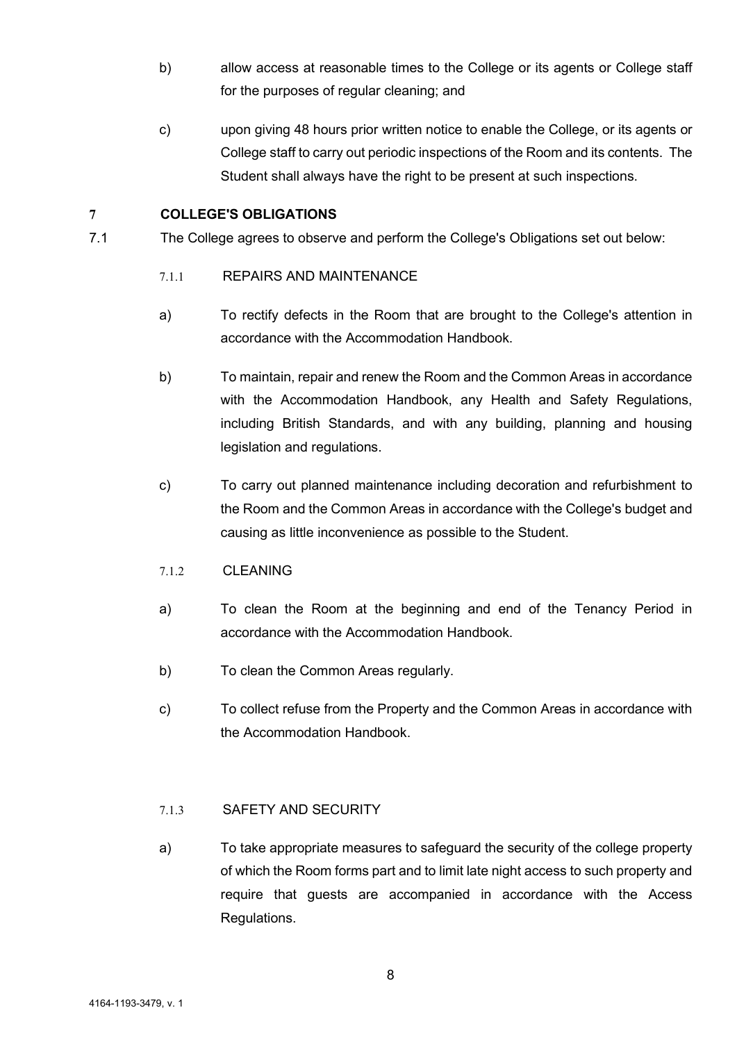b) allow access at reasonable times to the College or its agents or College staff for the purposes of regular cleaning; and

c) upon giving 48 hours prior written notice to enable the College, or its agents or College staff to carry out periodic inspections of the Room and its contents. The Student shall always have the right to be present at such inspections.

## 7 COLLEGE'S OBLIGATIONS

7.1 The College agrees to observe and perform the College's Obligations set out below:

### 7.1.1 REPAIRS AND MAINTENANCE

a) To rectify defects in the Room that are brought to the College's attention in accordance with the Accommodation Handbook.

b) To maintain, repair and renew the Room and the Common Areas in accordance with the Accommodation Handbook, any Health and Safety Regulations, including British Standards, and with any building, planning and housing legislation and regulations.

c) To carry out planned maintenance including decoration and refurbishment to the Room and the Common Areas in accordance with the College's budget and causing as little inconvenience as possible to the Student.

### 7.1.2 CLEANING

a) To clean the Room at the beginning and end of the Tenancy Period in accordance with the Accommodation Handbook.

b) To clean the Common Areas regularly.

c) To collect refuse from the Property and the Common Areas in accordance with the Accommodation Handbook.

### 7.1.3 SAFETY AND SECURITY

a) To take appropriate measures to safeguard the security of the college property of which the Room forms part and to limit late night access to such property and require that guests are accompanied in accordance with the Access Regulations.

4164-1193-3479, v. 1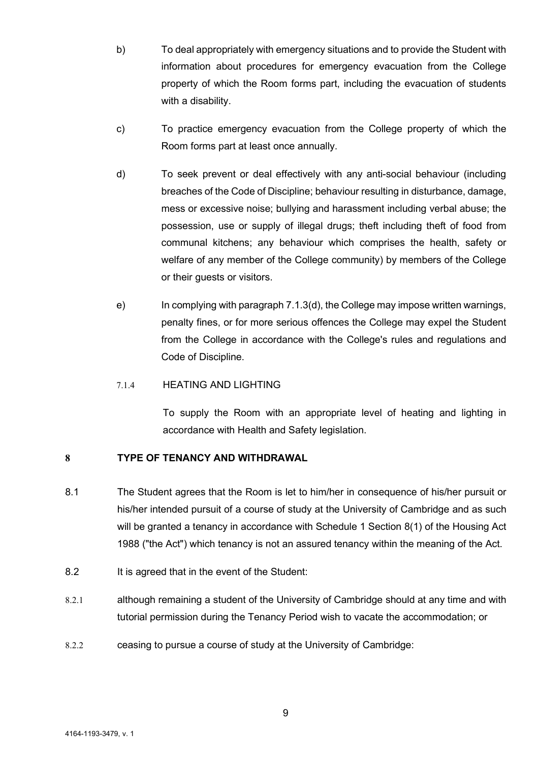b) To deal appropriately with emergency situations and to provide the Student with information about procedures for emergency evacuation from the College property of which the Room forms part, including the evacuation of students with a disability.

c) To practice emergency evacuation from the College property of which the Room forms part at least once annually.

d) To seek prevent or deal effectively with any anti-social behaviour (including breaches of the Code of Discipline; behaviour resulting in disturbance, damage, mess or excessive noise; bullying and harassment including verbal abuse; the possession, use or supply of illegal drugs; theft including theft of food from communal kitchens; any behaviour which comprises the health, safety or welfare of any member of the College community) by members of the College or their guests or visitors.

e) In complying with paragraph 7.1.3(d), the College may impose written warnings, penalty fines, or for more serious offences the College may expel the Student from the College in accordance with the College's rules and regulations and Code of Discipline.

7.1.4 HEATING AND LIGHTING

To supply the Room with an appropriate level of heating and lighting in accordance with Health and Safety legislation.

## 8 TYPE OF TENANCY AND WITHDRAWAL

8.1 The Student agrees that the Room is let to him/her in consequence of his/her pursuit or his/her intended pursuit of a course of study at the University of Cambridge and as such will be granted a tenancy in accordance with Schedule 1 Section 8(1) of the Housing Act 1988 ("the Act") which tenancy is not an assured tenancy within the meaning of the Act.

8.2 It is agreed that in the event of the Student:

8.2.1 although remaining a student of the University of Cambridge should at any time and with tutorial permission during the Tenancy Period wish to vacate the accommodation; or

8.2.2 ceasing to pursue a course of study at the University of Cambridge: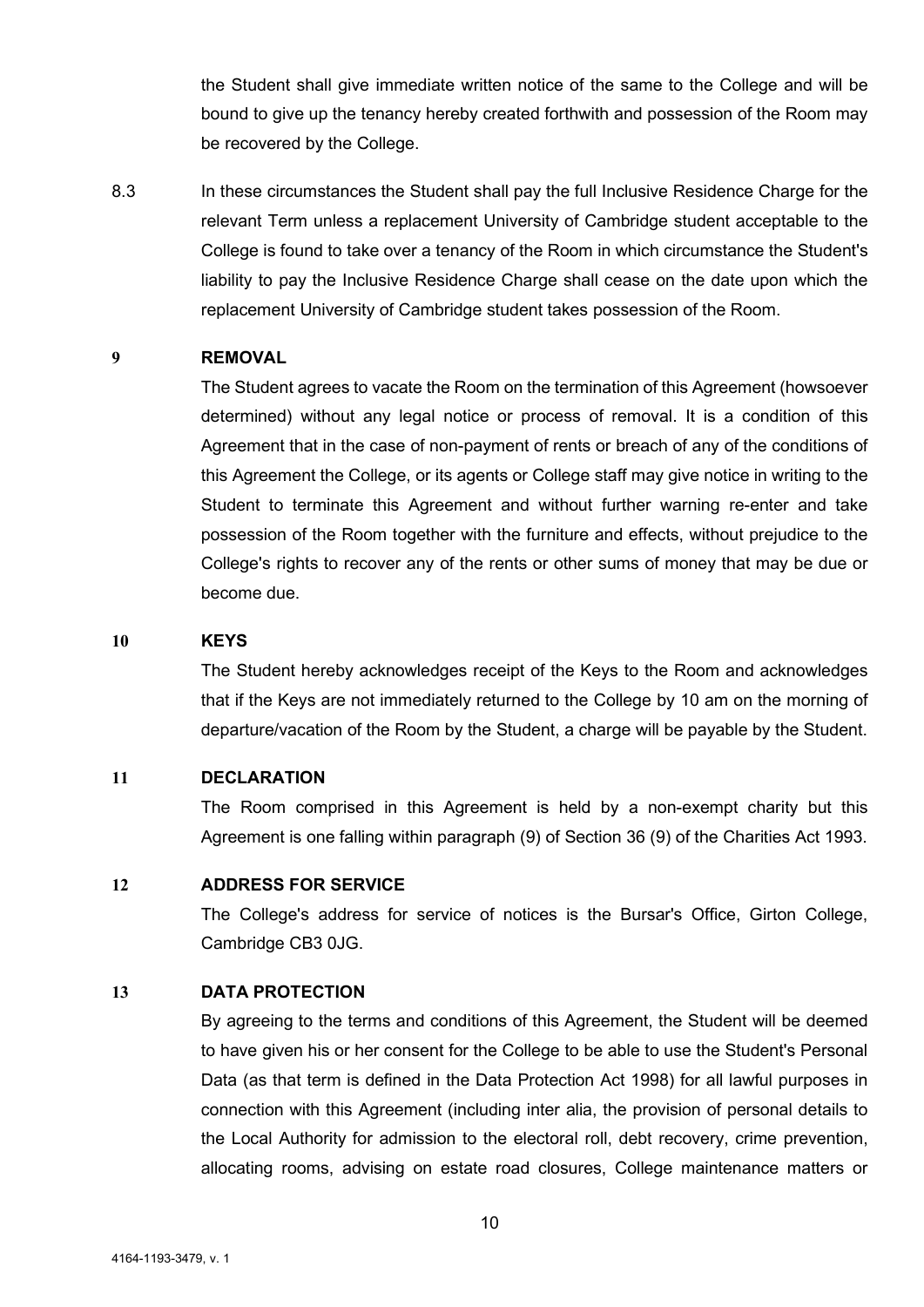the Student shall give immediate written notice of the same to the College and will be bound to give up the tenancy hereby created forthwith and possession of the Room may be recovered by the College.

8.3 In these circumstances the Student shall pay the full Inclusive Residence Charge for the relevant Term unless a replacement University of Cambridge student acceptable to the College is found to take over a tenancy of the Room in which circumstance the Student's liability to pay the Inclusive Residence Charge shall cease on the date upon which the replacement University of Cambridge student takes possession of the Room.

## 9 REMOVAL

The Student agrees to vacate the Room on the termination of this Agreement (howsoever determined) without any legal notice or process of removal. It is a condition of this Agreement that in the case of non-payment of rents or breach of any of the conditions of this Agreement the College, or its agents or College staff may give notice in writing to the Student to terminate this Agreement and without further warning re-enter and take possession of the Room together with the furniture and effects, without prejudice to the College's rights to recover any of the rents or other sums of money that may be due or become due.

## 10 KEYS

The Student hereby acknowledges receipt of the Keys to the Room and acknowledges that if the Keys are not immediately returned to the College by 10 am on the morning of departure/vacation of the Room by the Student, a charge will be payable by the Student.

## 11 DECLARATION

The Room comprised in this Agreement is held by a non-exempt charity but this Agreement is one falling within paragraph (9) of Section 36 (9) of the Charities Act 1993.

## 12 ADDRESS FOR SERVICE

The College's address for service of notices is the Bursar's Office, Girton College, Cambridge CB3 0JG.

## 13 DATA PROTECTION

By agreeing to the terms and conditions of this Agreement, the Student will be deemed to have given his or her consent for the College to be able to use the Student's Personal Data (as that term is defined in the Data Protection Act 1998) for all lawful purposes in connection with this Agreement (including inter alia, the provision of personal details to the Local Authority for admission to the electoral roll, debt recovery, crime prevention, allocating rooms, advising on estate road closures, College maintenance matters or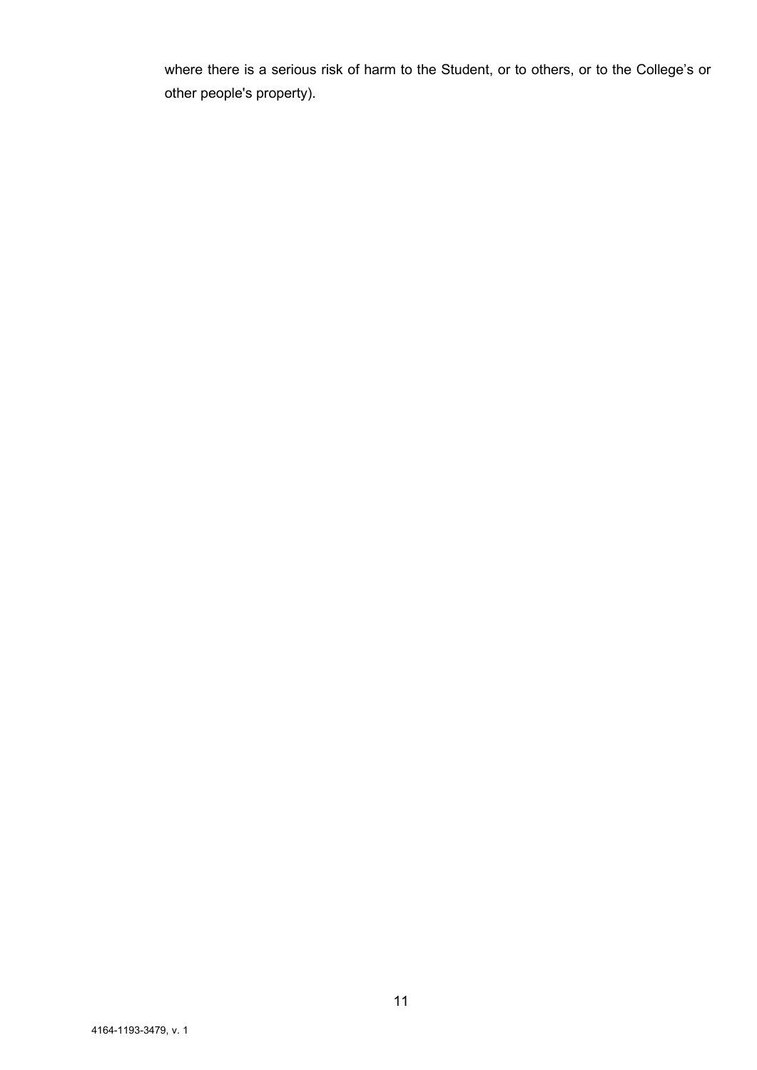where there is a serious risk of harm to the Student, or to others, or to the College's or other people's property).